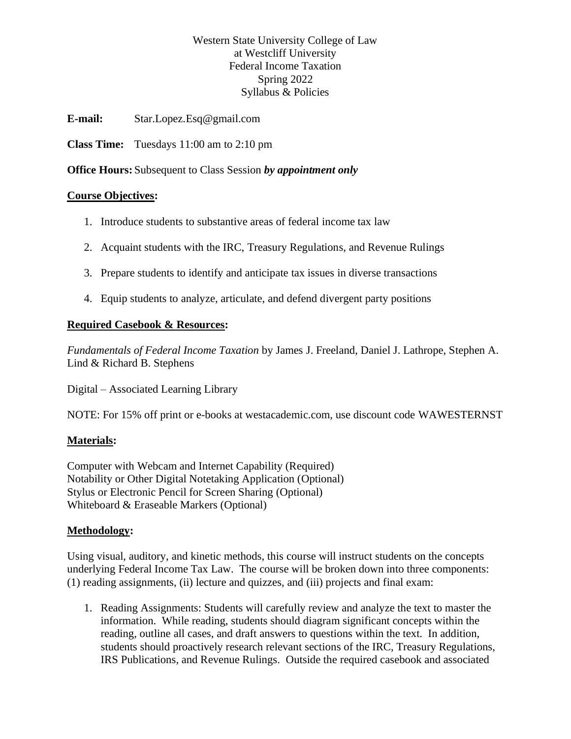Western State University College of Law
at Westcliff University
Federal Income Taxation
Spring 2022
Syllabus & Policies

**E-mail:** Star.Lopez.Esq@gmail.com

**Class Time:** Tuesdays 11:00 am to 2:10 pm

**Office Hours:** Subsequent to Class Session ***by appointment only***

## Course Objectives:

1. Introduce students to substantive areas of federal income tax law
2. Acquaint students with the IRC, Treasury Regulations, and Revenue Rulings
3. Prepare students to identify and anticipate tax issues in diverse transactions
4. Equip students to analyze, articulate, and defend divergent party positions

## Required Casebook & Resources:

*Fundamentals of Federal Income Taxation* by James J. Freeland, Daniel J. Lathrope, Stephen A. Lind & Richard B. Stephens

Digital – Associated Learning Library

NOTE: For 15% off print or e-books at westacademic.com, use discount code WAWESTERNST

## Materials:

Computer with Webcam and Internet Capability (Required)
Notability or Other Digital Notetaking Application (Optional)
Stylus or Electronic Pencil for Screen Sharing (Optional)
Whiteboard & Eraseable Markers (Optional)

## Methodology:

Using visual, auditory, and kinetic methods, this course will instruct students on the concepts underlying Federal Income Tax Law. The course will be broken down into three components: (1) reading assignments, (ii) lecture and quizzes, and (iii) projects and final exam:

1. Reading Assignments: Students will carefully review and analyze the text to master the information. While reading, students should diagram significant concepts within the reading, outline all cases, and draft answers to questions within the text. In addition, students should proactively research relevant sections of the IRC, Treasury Regulations, IRS Publications, and Revenue Rulings. Outside the required casebook and associated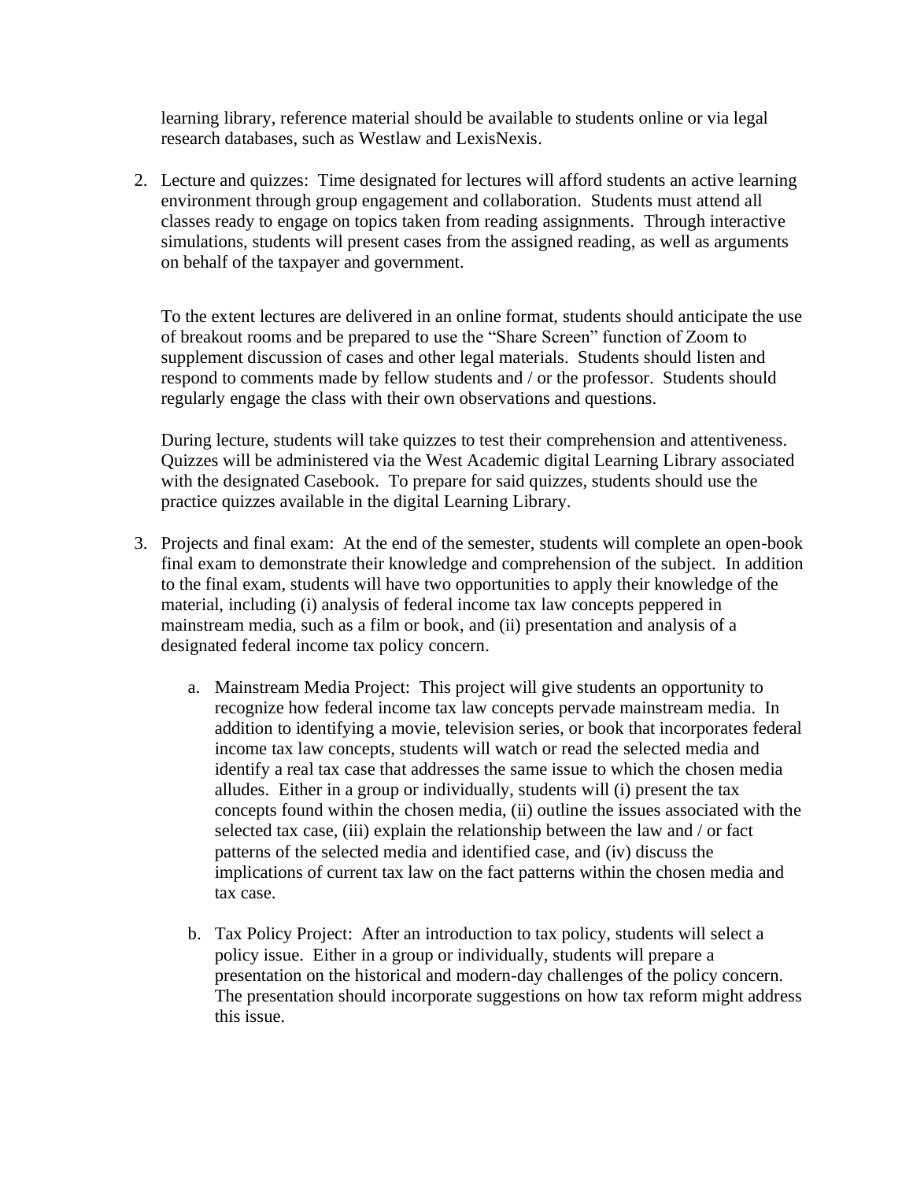learning library, reference material should be available to students online or via legal research databases, such as Westlaw and LexisNexis.

2. Lecture and quizzes: Time designated for lectures will afford students an active learning environment through group engagement and collaboration. Students must attend all classes ready to engage on topics taken from reading assignments. Through interactive simulations, students will present cases from the assigned reading, as well as arguments on behalf of the taxpayer and government.

   To the extent lectures are delivered in an online format, students should anticipate the use of breakout rooms and be prepared to use the "Share Screen" function of Zoom to supplement discussion of cases and other legal materials. Students should listen and respond to comments made by fellow students and / or the professor. Students should regularly engage the class with their own observations and questions.

   During lecture, students will take quizzes to test their comprehension and attentiveness. Quizzes will be administered via the West Academic digital Learning Library associated with the designated Casebook. To prepare for said quizzes, students should use the practice quizzes available in the digital Learning Library.

3. Projects and final exam: At the end of the semester, students will complete an open-book final exam to demonstrate their knowledge and comprehension of the subject. In addition to the final exam, students will have two opportunities to apply their knowledge of the material, including (i) analysis of federal income tax law concepts peppered in mainstream media, such as a film or book, and (ii) presentation and analysis of a designated federal income tax policy concern.

   a. Mainstream Media Project: This project will give students an opportunity to recognize how federal income tax law concepts pervade mainstream media. In addition to identifying a movie, television series, or book that incorporates federal income tax law concepts, students will watch or read the selected media and identify a real tax case that addresses the same issue to which the chosen media alludes. Either in a group or individually, students will (i) present the tax concepts found within the chosen media, (ii) outline the issues associated with the selected tax case, (iii) explain the relationship between the law and / or fact patterns of the selected media and identified case, and (iv) discuss the implications of current tax law on the fact patterns within the chosen media and tax case.

   b. Tax Policy Project: After an introduction to tax policy, students will select a policy issue. Either in a group or individually, students will prepare a presentation on the historical and modern-day challenges of the policy concern. The presentation should incorporate suggestions on how tax reform might address this issue.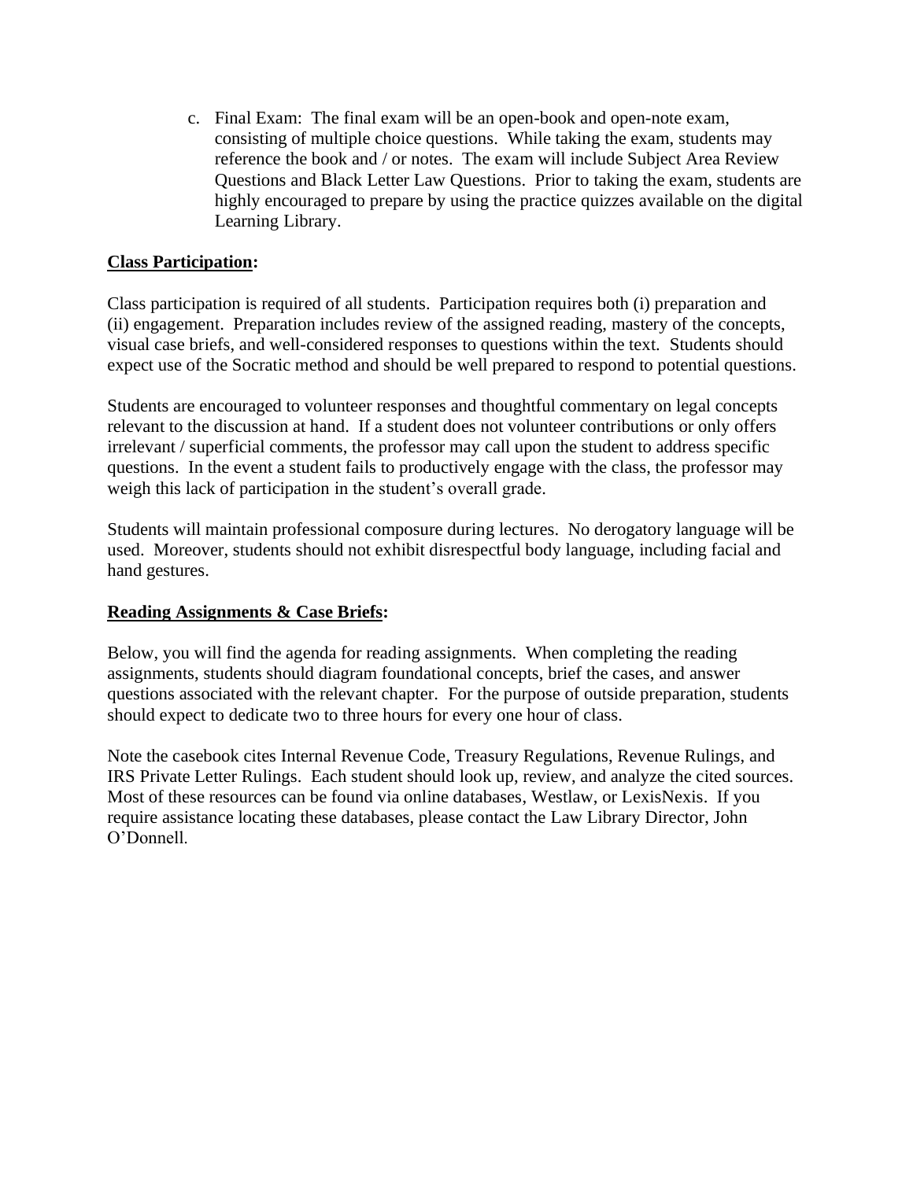c. Final Exam: The final exam will be an open-book and open-note exam, consisting of multiple choice questions. While taking the exam, students may reference the book and / or notes. The exam will include Subject Area Review Questions and Black Letter Law Questions. Prior to taking the exam, students are highly encouraged to prepare by using the practice quizzes available on the digital Learning Library.

**Class Participation:**

Class participation is required of all students. Participation requires both (i) preparation and (ii) engagement. Preparation includes review of the assigned reading, mastery of the concepts, visual case briefs, and well-considered responses to questions within the text. Students should expect use of the Socratic method and should be well prepared to respond to potential questions.

Students are encouraged to volunteer responses and thoughtful commentary on legal concepts relevant to the discussion at hand. If a student does not volunteer contributions or only offers irrelevant / superficial comments, the professor may call upon the student to address specific questions. In the event a student fails to productively engage with the class, the professor may weigh this lack of participation in the student's overall grade.

Students will maintain professional composure during lectures. No derogatory language will be used. Moreover, students should not exhibit disrespectful body language, including facial and hand gestures.

**Reading Assignments & Case Briefs:**

Below, you will find the agenda for reading assignments. When completing the reading assignments, students should diagram foundational concepts, brief the cases, and answer questions associated with the relevant chapter. For the purpose of outside preparation, students should expect to dedicate two to three hours for every one hour of class.

Note the casebook cites Internal Revenue Code, Treasury Regulations, Revenue Rulings, and IRS Private Letter Rulings. Each student should look up, review, and analyze the cited sources. Most of these resources can be found via online databases, Westlaw, or LexisNexis. If you require assistance locating these databases, please contact the Law Library Director, John O'Donnell.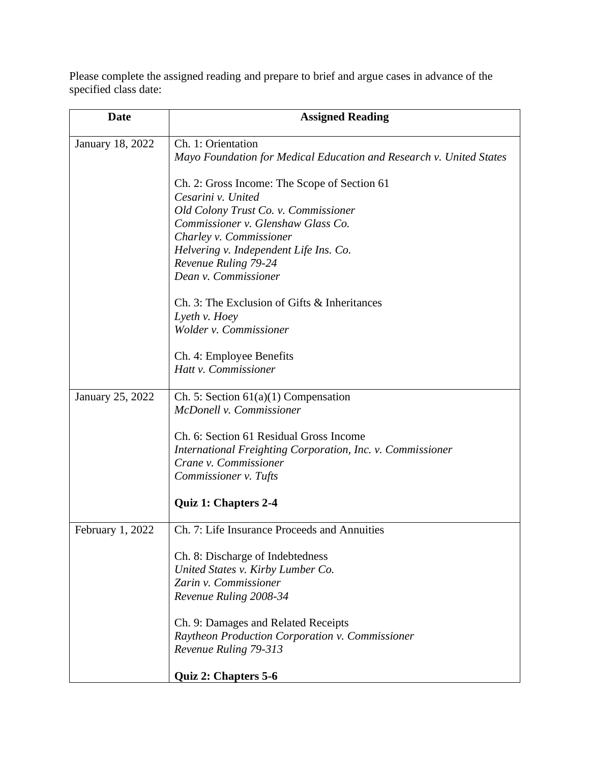Please complete the assigned reading and prepare to brief and argue cases in advance of the specified class date:

| Date | Assigned Reading |
| --- | --- |
| January 18, 2022 | Ch. 1: Orientation<br>*Mayo Foundation for Medical Education and Research v. United States*<br><br>Ch. 2: Gross Income: The Scope of Section 61<br>*Cesarini v. United*<br>*Old Colony Trust Co. v. Commissioner*<br>*Commissioner v. Glenshaw Glass Co.*<br>*Charley v. Commissioner*<br>*Helvering v. Independent Life Ins. Co.*<br>*Revenue Ruling 79-24*<br>*Dean v. Commissioner*<br><br>Ch. 3: The Exclusion of Gifts & Inheritances<br>*Lyeth v. Hoey*<br>*Wolder v. Commissioner*<br><br>Ch. 4: Employee Benefits<br>*Hatt v. Commissioner* |
| January 25, 2022 | Ch. 5: Section 61(a)(1) Compensation<br>*McDonell v. Commissioner*<br><br>Ch. 6: Section 61 Residual Gross Income<br>*International Freighting Corporation, Inc. v. Commissioner*<br>*Crane v. Commissioner*<br>*Commissioner v. Tufts*<br><br>**Quiz 1: Chapters 2-4** |
| February 1, 2022 | Ch. 7: Life Insurance Proceeds and Annuities<br><br>Ch. 8: Discharge of Indebtedness<br>*United States v. Kirby Lumber Co.*<br>*Zarin v. Commissioner*<br>*Revenue Ruling 2008-34*<br><br>Ch. 9: Damages and Related Receipts<br>*Raytheon Production Corporation v. Commissioner*<br>*Revenue Ruling 79-313*<br><br>**Quiz 2: Chapters 5-6** |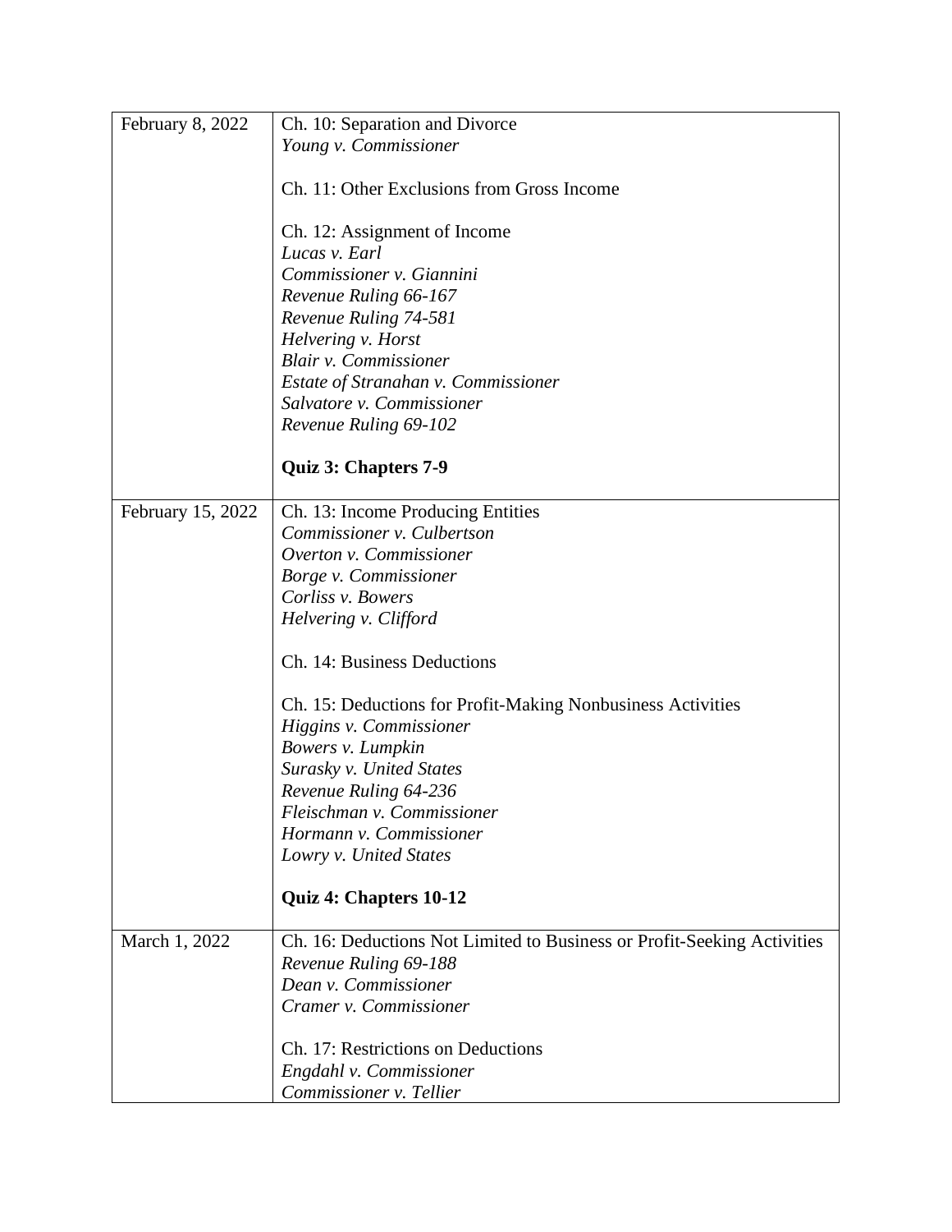| | |
|---|---|
| February 8, 2022 | Ch. 10: Separation and Divorce<br>*Young v. Commissioner*<br><br>Ch. 11: Other Exclusions from Gross Income<br><br>Ch. 12: Assignment of Income<br>*Lucas v. Earl*<br>*Commissioner v. Giannini*<br>*Revenue Ruling 66-167*<br>*Revenue Ruling 74-581*<br>*Helvering v. Horst*<br>*Blair v. Commissioner*<br>*Estate of Stranahan v. Commissioner*<br>*Salvatore v. Commissioner*<br>*Revenue Ruling 69-102*<br><br>**Quiz 3: Chapters 7-9** |
| February 15, 2022 | Ch. 13: Income Producing Entities<br>*Commissioner v. Culbertson*<br>*Overton v. Commissioner*<br>*Borge v. Commissioner*<br>*Corliss v. Bowers*<br>*Helvering v. Clifford*<br><br>Ch. 14: Business Deductions<br><br>Ch. 15: Deductions for Profit-Making Nonbusiness Activities<br>*Higgins v. Commissioner*<br>*Bowers v. Lumpkin*<br>*Surasky v. United States*<br>*Revenue Ruling 64-236*<br>*Fleischman v. Commissioner*<br>*Hormann v. Commissioner*<br>*Lowry v. United States*<br><br>**Quiz 4: Chapters 10-12** |
| March 1, 2022 | Ch. 16: Deductions Not Limited to Business or Profit-Seeking Activities<br>*Revenue Ruling 69-188*<br>*Dean v. Commissioner*<br>*Cramer v. Commissioner*<br><br>Ch. 17: Restrictions on Deductions<br>*Engdahl v. Commissioner*<br>*Commissioner v. Tellier* |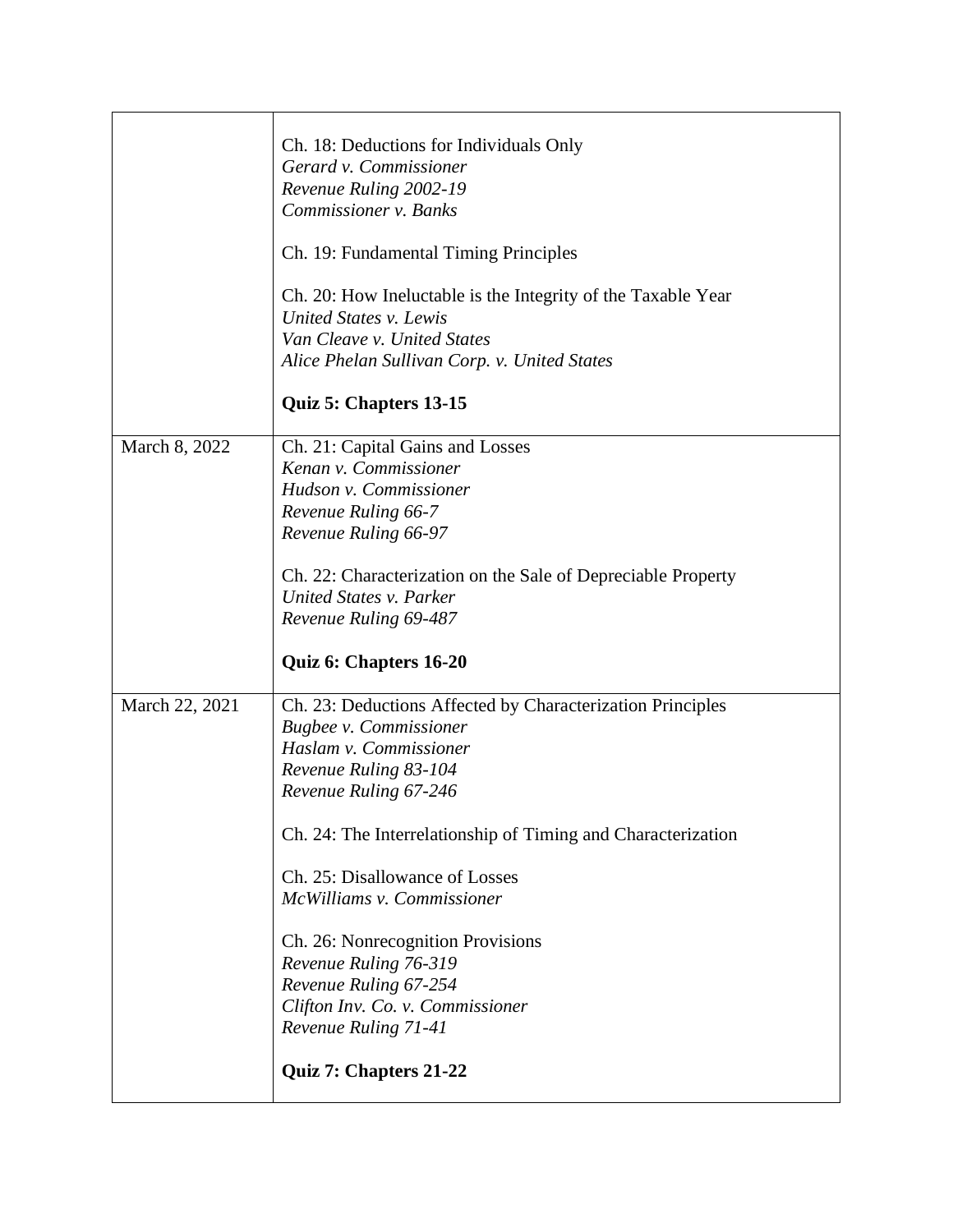| | |
|---|---|
| | Ch. 18: Deductions for Individuals Only<br>*Gerard v. Commissioner*<br>*Revenue Ruling 2002-19*<br>*Commissioner v. Banks*<br><br>Ch. 19: Fundamental Timing Principles<br><br>Ch. 20: How Ineluctable is the Integrity of the Taxable Year<br>*United States v. Lewis*<br>*Van Cleave v. United States*<br>*Alice Phelan Sullivan Corp. v. United States*<br><br>**Quiz 5: Chapters 13-15** |
| March 8, 2022 | Ch. 21: Capital Gains and Losses<br>*Kenan v. Commissioner*<br>*Hudson v. Commissioner*<br>*Revenue Ruling 66-7*<br>*Revenue Ruling 66-97*<br><br>Ch. 22: Characterization on the Sale of Depreciable Property<br>*United States v. Parker*<br>*Revenue Ruling 69-487*<br><br>**Quiz 6: Chapters 16-20** |
| March 22, 2021 | Ch. 23: Deductions Affected by Characterization Principles<br>*Bugbee v. Commissioner*<br>*Haslam v. Commissioner*<br>*Revenue Ruling 83-104*<br>*Revenue Ruling 67-246*<br><br>Ch. 24: The Interrelationship of Timing and Characterization<br><br>Ch. 25: Disallowance of Losses<br>*McWilliams v. Commissioner*<br><br>Ch. 26: Nonrecognition Provisions<br>*Revenue Ruling 76-319*<br>*Revenue Ruling 67-254*<br>*Clifton Inv. Co. v. Commissioner*<br>*Revenue Ruling 71-41*<br><br>**Quiz 7: Chapters 21-22** |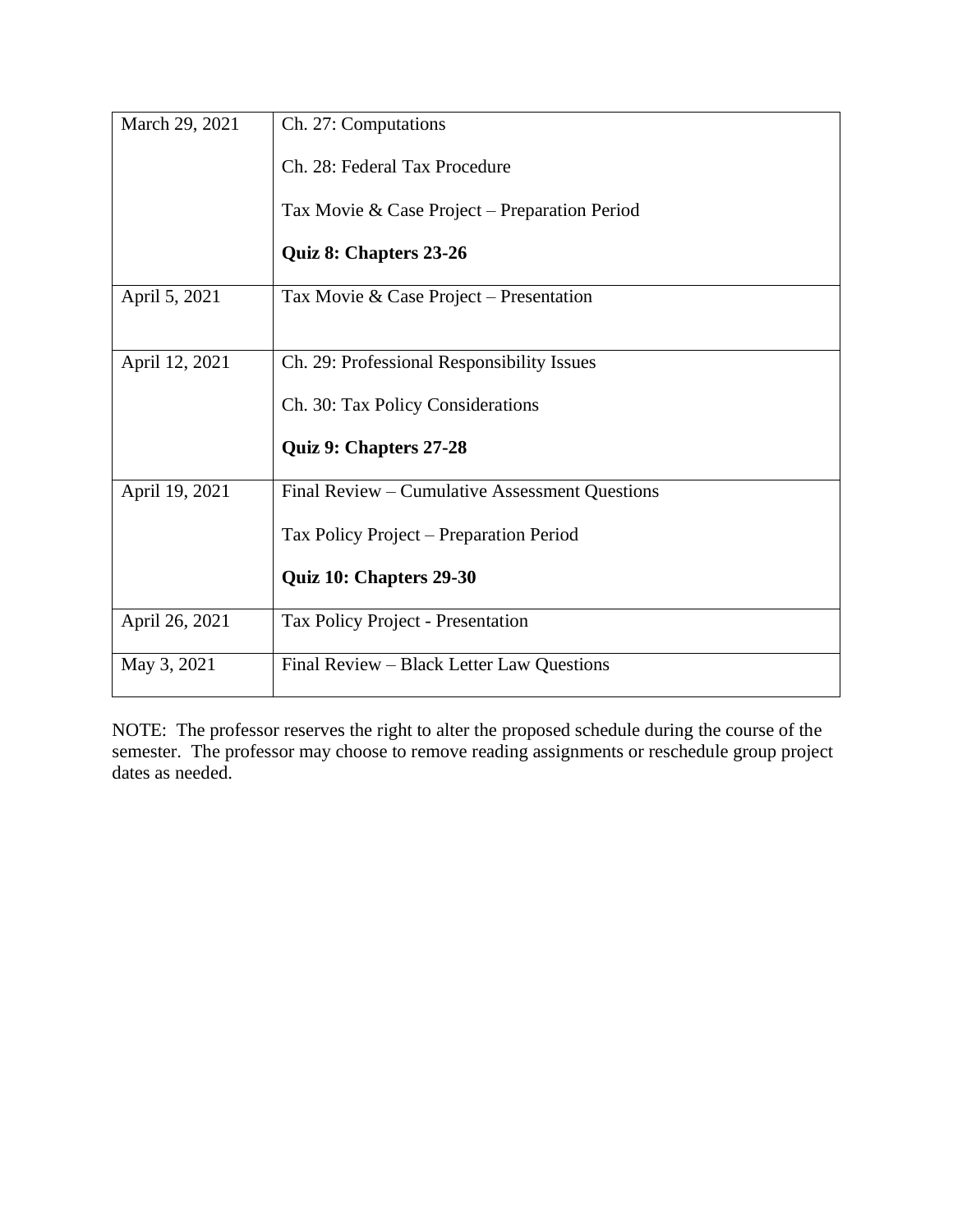| | |
|---|---|
| March 29, 2021 | Ch. 27: Computations<br><br>Ch. 28: Federal Tax Procedure<br><br>Tax Movie & Case Project – Preparation Period<br><br>**Quiz 8: Chapters 23-26** |
| April 5, 2021 | Tax Movie & Case Project – Presentation |
| April 12, 2021 | Ch. 29: Professional Responsibility Issues<br><br>Ch. 30: Tax Policy Considerations<br><br>**Quiz 9: Chapters 27-28** |
| April 19, 2021 | Final Review – Cumulative Assessment Questions<br><br>Tax Policy Project – Preparation Period<br><br>**Quiz 10: Chapters 29-30** |
| April 26, 2021 | Tax Policy Project - Presentation |
| May 3, 2021 | Final Review – Black Letter Law Questions |

NOTE: The professor reserves the right to alter the proposed schedule during the course of the semester. The professor may choose to remove reading assignments or reschedule group project dates as needed.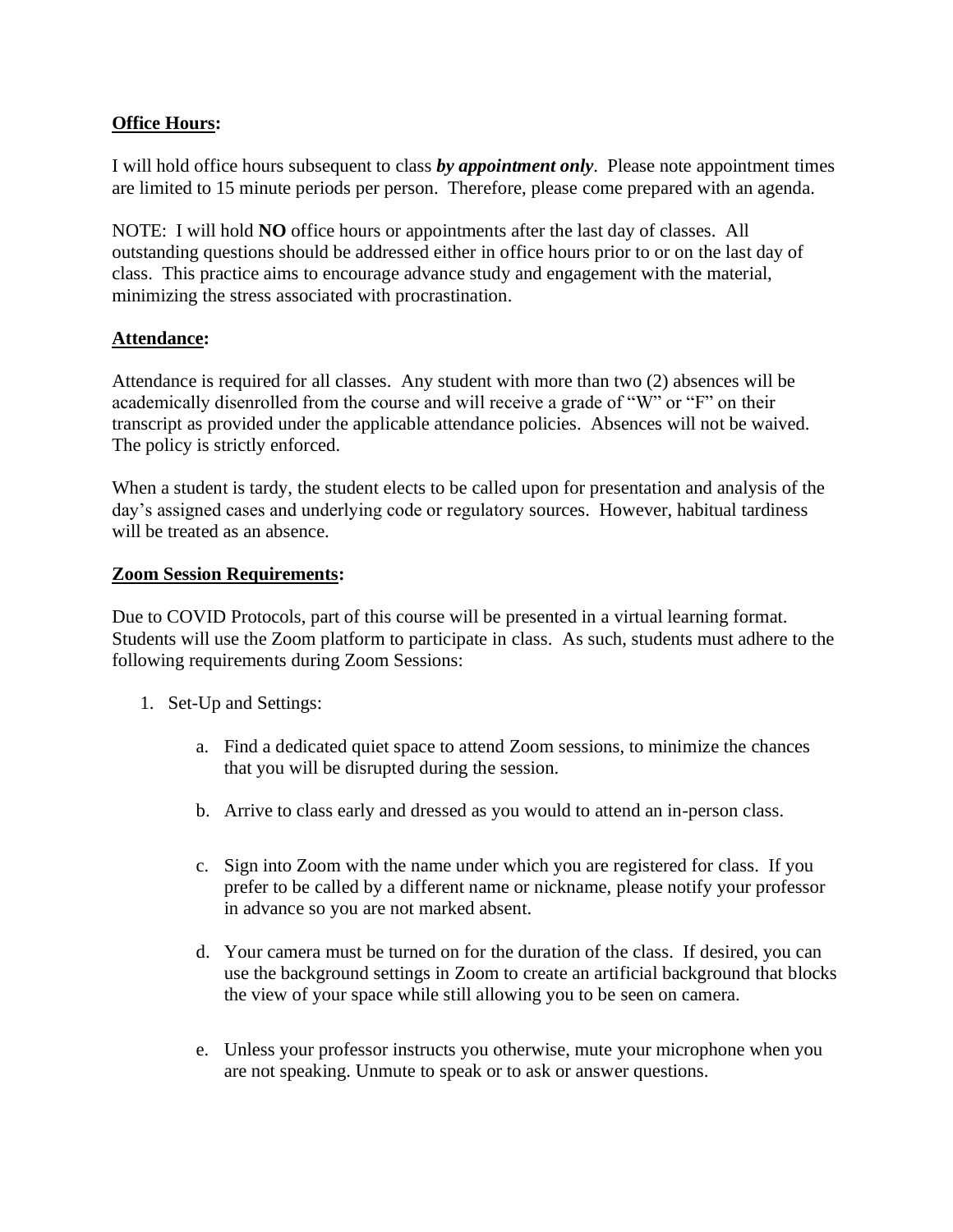**<u>Office Hours</u>:**

I will hold office hours subsequent to class ***by appointment only***. Please note appointment times are limited to 15 minute periods per person. Therefore, please come prepared with an agenda.

NOTE: I will hold **NO** office hours or appointments after the last day of classes. All outstanding questions should be addressed either in office hours prior to or on the last day of class. This practice aims to encourage advance study and engagement with the material, minimizing the stress associated with procrastination.

**<u>Attendance</u>:**

Attendance is required for all classes. Any student with more than two (2) absences will be academically disenrolled from the course and will receive a grade of "W" or "F" on their transcript as provided under the applicable attendance policies. Absences will not be waived. The policy is strictly enforced.

When a student is tardy, the student elects to be called upon for presentation and analysis of the day's assigned cases and underlying code or regulatory sources. However, habitual tardiness will be treated as an absence.

**<u>Zoom Session Requirements</u>:**

Due to COVID Protocols, part of this course will be presented in a virtual learning format. Students will use the Zoom platform to participate in class. As such, students must adhere to the following requirements during Zoom Sessions:

1. Set-Up and Settings:

   a. Find a dedicated quiet space to attend Zoom sessions, to minimize the chances that you will be disrupted during the session.

   b. Arrive to class early and dressed as you would to attend an in-person class.

   c. Sign into Zoom with the name under which you are registered for class. If you prefer to be called by a different name or nickname, please notify your professor in advance so you are not marked absent.

   d. Your camera must be turned on for the duration of the class. If desired, you can use the background settings in Zoom to create an artificial background that blocks the view of your space while still allowing you to be seen on camera.

   e. Unless your professor instructs you otherwise, mute your microphone when you are not speaking. Unmute to speak or to ask or answer questions.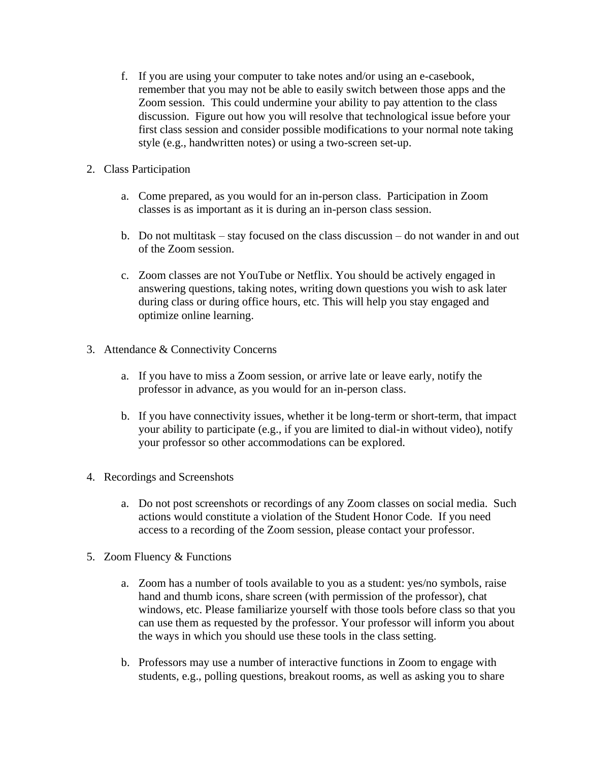f. If you are using your computer to take notes and/or using an e-casebook, remember that you may not be able to easily switch between those apps and the Zoom session. This could undermine your ability to pay attention to the class discussion. Figure out how you will resolve that technological issue before your first class session and consider possible modifications to your normal note taking style (e.g., handwritten notes) or using a two-screen set-up.

2. Class Participation

   a. Come prepared, as you would for an in-person class. Participation in Zoom classes is as important as it is during an in-person class session.

   b. Do not multitask – stay focused on the class discussion – do not wander in and out of the Zoom session.

   c. Zoom classes are not YouTube or Netflix. You should be actively engaged in answering questions, taking notes, writing down questions you wish to ask later during class or during office hours, etc. This will help you stay engaged and optimize online learning.

3. Attendance & Connectivity Concerns

   a. If you have to miss a Zoom session, or arrive late or leave early, notify the professor in advance, as you would for an in-person class.

   b. If you have connectivity issues, whether it be long-term or short-term, that impact your ability to participate (e.g., if you are limited to dial-in without video), notify your professor so other accommodations can be explored.

4. Recordings and Screenshots

   a. Do not post screenshots or recordings of any Zoom classes on social media. Such actions would constitute a violation of the Student Honor Code. If you need access to a recording of the Zoom session, please contact your professor.

5. Zoom Fluency & Functions

   a. Zoom has a number of tools available to you as a student: yes/no symbols, raise hand and thumb icons, share screen (with permission of the professor), chat windows, etc. Please familiarize yourself with those tools before class so that you can use them as requested by the professor. Your professor will inform you about the ways in which you should use these tools in the class setting.

   b. Professors may use a number of interactive functions in Zoom to engage with students, e.g., polling questions, breakout rooms, as well as asking you to share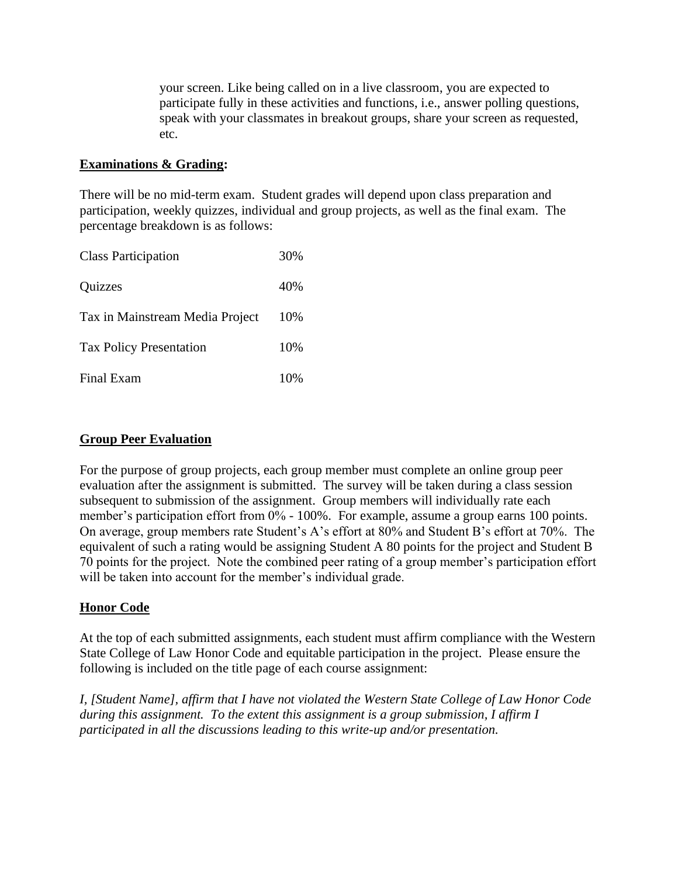your screen. Like being called on in a live classroom, you are expected to participate fully in these activities and functions, i.e., answer polling questions, speak with your classmates in breakout groups, share your screen as requested, etc.

**Examinations & Grading:**

There will be no mid-term exam. Student grades will depend upon class preparation and participation, weekly quizzes, individual and group projects, as well as the final exam. The percentage breakdown is as follows:

| | |
|---|---|
| Class Participation | 30% |
| Quizzes | 40% |
| Tax in Mainstream Media Project | 10% |
| Tax Policy Presentation | 10% |
| Final Exam | 10% |

**Group Peer Evaluation**

For the purpose of group projects, each group member must complete an online group peer evaluation after the assignment is submitted. The survey will be taken during a class session subsequent to submission of the assignment. Group members will individually rate each member's participation effort from 0% - 100%. For example, assume a group earns 100 points. On average, group members rate Student's A's effort at 80% and Student B's effort at 70%. The equivalent of such a rating would be assigning Student A 80 points for the project and Student B 70 points for the project. Note the combined peer rating of a group member's participation effort will be taken into account for the member's individual grade.

**Honor Code**

At the top of each submitted assignments, each student must affirm compliance with the Western State College of Law Honor Code and equitable participation in the project. Please ensure the following is included on the title page of each course assignment:

*I, [Student Name], affirm that I have not violated the Western State College of Law Honor Code during this assignment. To the extent this assignment is a group submission, I affirm I participated in all the discussions leading to this write-up and/or presentation.*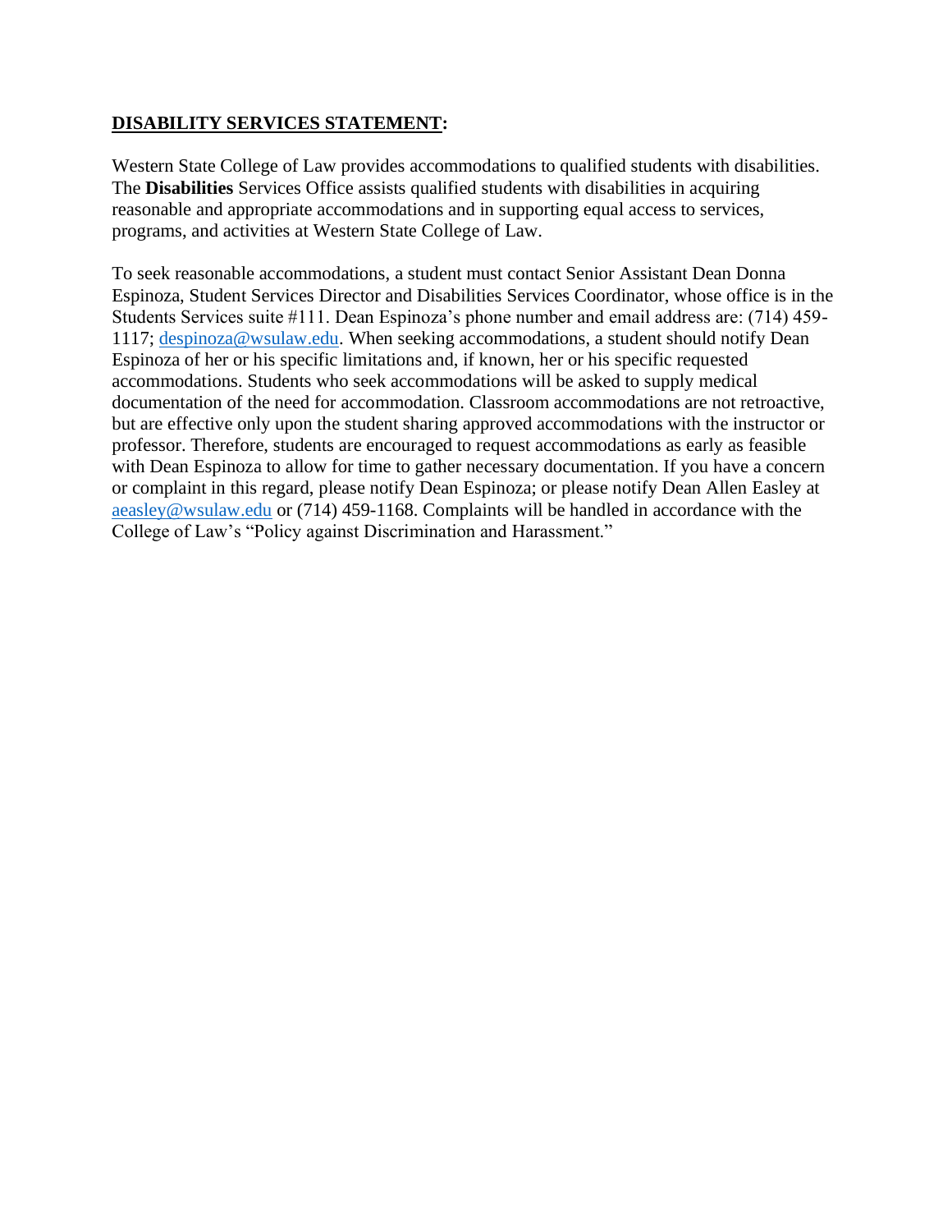**<u>DISABILITY SERVICES STATEMENT</u>:**

Western State College of Law provides accommodations to qualified students with disabilities. The **Disabilities** Services Office assists qualified students with disabilities in acquiring reasonable and appropriate accommodations and in supporting equal access to services, programs, and activities at Western State College of Law.

To seek reasonable accommodations, a student must contact Senior Assistant Dean Donna Espinoza, Student Services Director and Disabilities Services Coordinator, whose office is in the Students Services suite #111. Dean Espinoza's phone number and email address are: (714) 459-1117; despinoza@wsulaw.edu. When seeking accommodations, a student should notify Dean Espinoza of her or his specific limitations and, if known, her or his specific requested accommodations. Students who seek accommodations will be asked to supply medical documentation of the need for accommodation. Classroom accommodations are not retroactive, but are effective only upon the student sharing approved accommodations with the instructor or professor. Therefore, students are encouraged to request accommodations as early as feasible with Dean Espinoza to allow for time to gather necessary documentation. If you have a concern or complaint in this regard, please notify Dean Espinoza; or please notify Dean Allen Easley at aeasley@wsulaw.edu or (714) 459-1168. Complaints will be handled in accordance with the College of Law's "Policy against Discrimination and Harassment."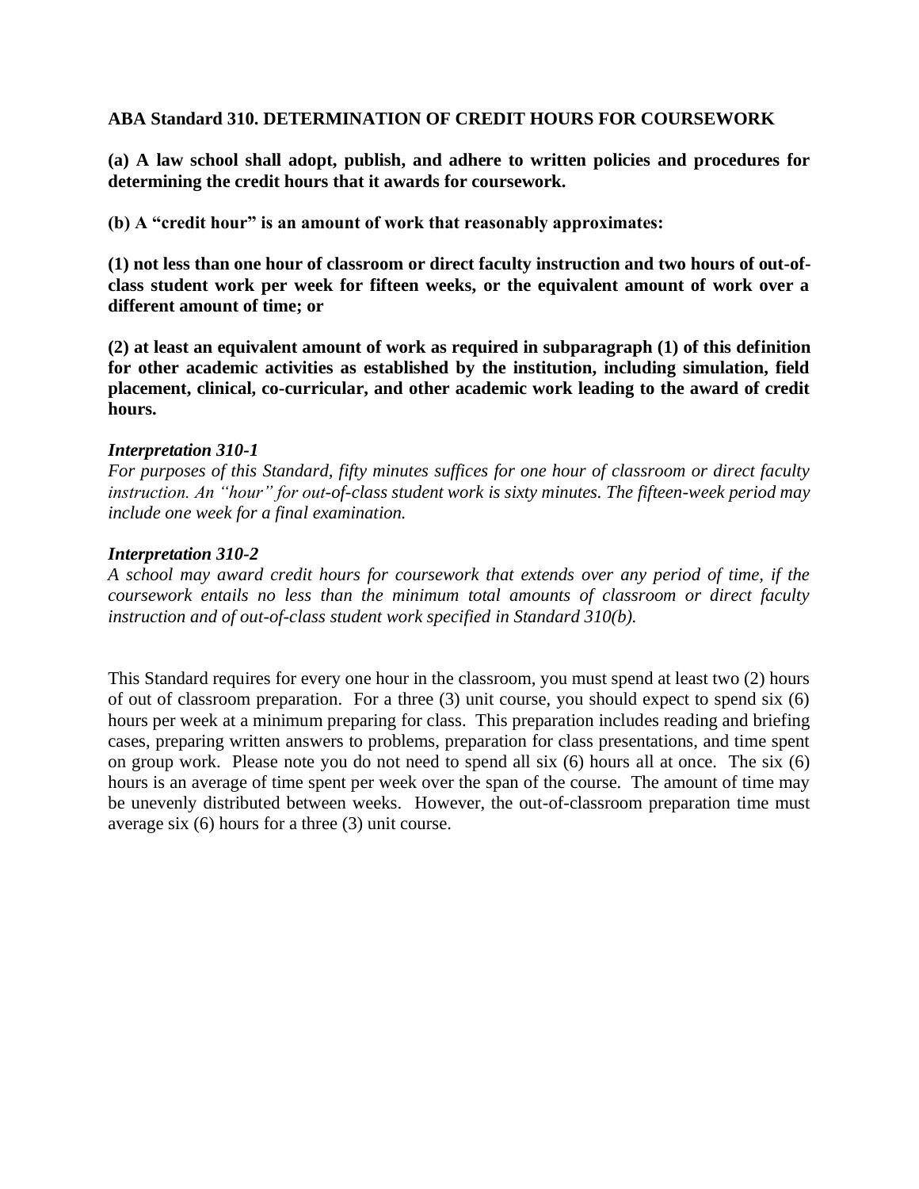**ABA Standard 310. DETERMINATION OF CREDIT HOURS FOR COURSEWORK**

**(a) A law school shall adopt, publish, and adhere to written policies and procedures for determining the credit hours that it awards for coursework.**

**(b) A "credit hour" is an amount of work that reasonably approximates:**

**(1) not less than one hour of classroom or direct faculty instruction and two hours of out-of-class student work per week for fifteen weeks, or the equivalent amount of work over a different amount of time; or**

**(2) at least an equivalent amount of work as required in subparagraph (1) of this definition for other academic activities as established by the institution, including simulation, field placement, clinical, co-curricular, and other academic work leading to the award of credit hours.**

***Interpretation 310-1***

*For purposes of this Standard, fifty minutes suffices for one hour of classroom or direct faculty instruction. An "hour" for out-of-class student work is sixty minutes. The fifteen-week period may include one week for a final examination.*

***Interpretation 310-2***

*A school may award credit hours for coursework that extends over any period of time, if the coursework entails no less than the minimum total amounts of classroom or direct faculty instruction and of out-of-class student work specified in Standard 310(b).*

This Standard requires for every one hour in the classroom, you must spend at least two (2) hours of out of classroom preparation. For a three (3) unit course, you should expect to spend six (6) hours per week at a minimum preparing for class. This preparation includes reading and briefing cases, preparing written answers to problems, preparation for class presentations, and time spent on group work. Please note you do not need to spend all six (6) hours all at once. The six (6) hours is an average of time spent per week over the span of the course. The amount of time may be unevenly distributed between weeks. However, the out-of-classroom preparation time must average six (6) hours for a three (3) unit course.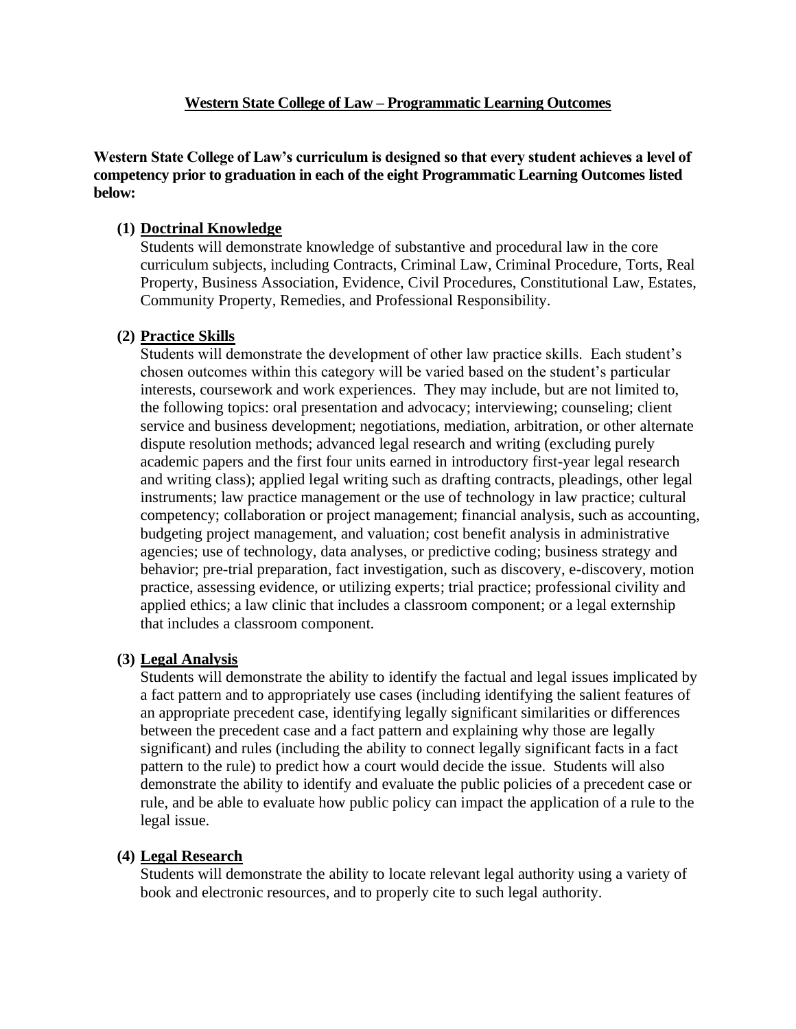## Western State College of Law – Programmatic Learning Outcomes

**Western State College of Law's curriculum is designed so that every student achieves a level of competency prior to graduation in each of the eight Programmatic Learning Outcomes listed below:**

**(1) Doctrinal Knowledge**

Students will demonstrate knowledge of substantive and procedural law in the core curriculum subjects, including Contracts, Criminal Law, Criminal Procedure, Torts, Real Property, Business Association, Evidence, Civil Procedures, Constitutional Law, Estates, Community Property, Remedies, and Professional Responsibility.

**(2) Practice Skills**

Students will demonstrate the development of other law practice skills. Each student's chosen outcomes within this category will be varied based on the student's particular interests, coursework and work experiences. They may include, but are not limited to, the following topics: oral presentation and advocacy; interviewing; counseling; client service and business development; negotiations, mediation, arbitration, or other alternate dispute resolution methods; advanced legal research and writing (excluding purely academic papers and the first four units earned in introductory first-year legal research and writing class); applied legal writing such as drafting contracts, pleadings, other legal instruments; law practice management or the use of technology in law practice; cultural competency; collaboration or project management; financial analysis, such as accounting, budgeting project management, and valuation; cost benefit analysis in administrative agencies; use of technology, data analyses, or predictive coding; business strategy and behavior; pre-trial preparation, fact investigation, such as discovery, e-discovery, motion practice, assessing evidence, or utilizing experts; trial practice; professional civility and applied ethics; a law clinic that includes a classroom component; or a legal externship that includes a classroom component.

**(3) Legal Analysis**

Students will demonstrate the ability to identify the factual and legal issues implicated by a fact pattern and to appropriately use cases (including identifying the salient features of an appropriate precedent case, identifying legally significant similarities or differences between the precedent case and a fact pattern and explaining why those are legally significant) and rules (including the ability to connect legally significant facts in a fact pattern to the rule) to predict how a court would decide the issue. Students will also demonstrate the ability to identify and evaluate the public policies of a precedent case or rule, and be able to evaluate how public policy can impact the application of a rule to the legal issue.

**(4) Legal Research**

Students will demonstrate the ability to locate relevant legal authority using a variety of book and electronic resources, and to properly cite to such legal authority.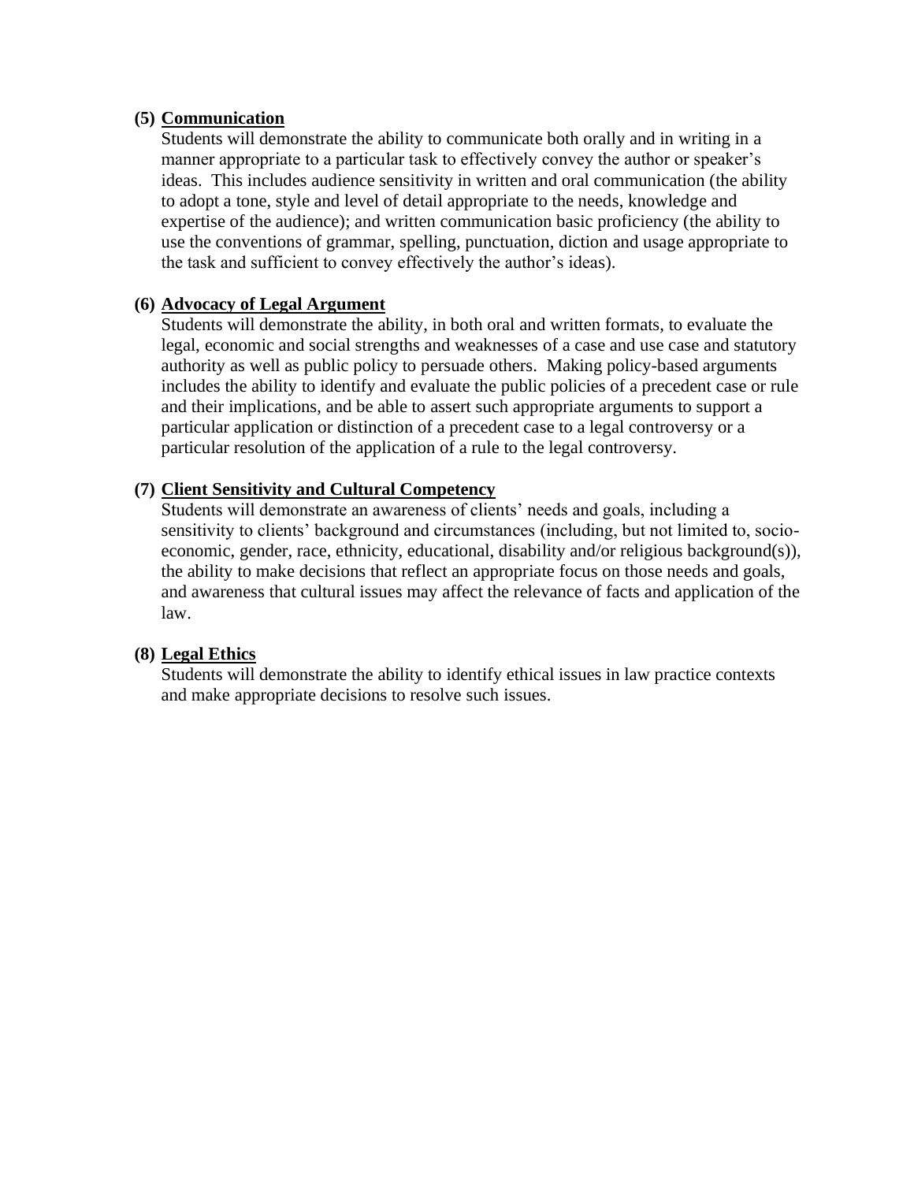**(5) <u>Communication</u>**

Students will demonstrate the ability to communicate both orally and in writing in a manner appropriate to a particular task to effectively convey the author or speaker's ideas. This includes audience sensitivity in written and oral communication (the ability to adopt a tone, style and level of detail appropriate to the needs, knowledge and expertise of the audience); and written communication basic proficiency (the ability to use the conventions of grammar, spelling, punctuation, diction and usage appropriate to the task and sufficient to convey effectively the author's ideas).

**(6) <u>Advocacy of Legal Argument</u>**

Students will demonstrate the ability, in both oral and written formats, to evaluate the legal, economic and social strengths and weaknesses of a case and use case and statutory authority as well as public policy to persuade others. Making policy-based arguments includes the ability to identify and evaluate the public policies of a precedent case or rule and their implications, and be able to assert such appropriate arguments to support a particular application or distinction of a precedent case to a legal controversy or a particular resolution of the application of a rule to the legal controversy.

**(7) <u>Client Sensitivity and Cultural Competency</u>**

Students will demonstrate an awareness of clients' needs and goals, including a sensitivity to clients' background and circumstances (including, but not limited to, socio-economic, gender, race, ethnicity, educational, disability and/or religious background(s)), the ability to make decisions that reflect an appropriate focus on those needs and goals, and awareness that cultural issues may affect the relevance of facts and application of the law.

**(8) <u>Legal Ethics</u>**

Students will demonstrate the ability to identify ethical issues in law practice contexts and make appropriate decisions to resolve such issues.